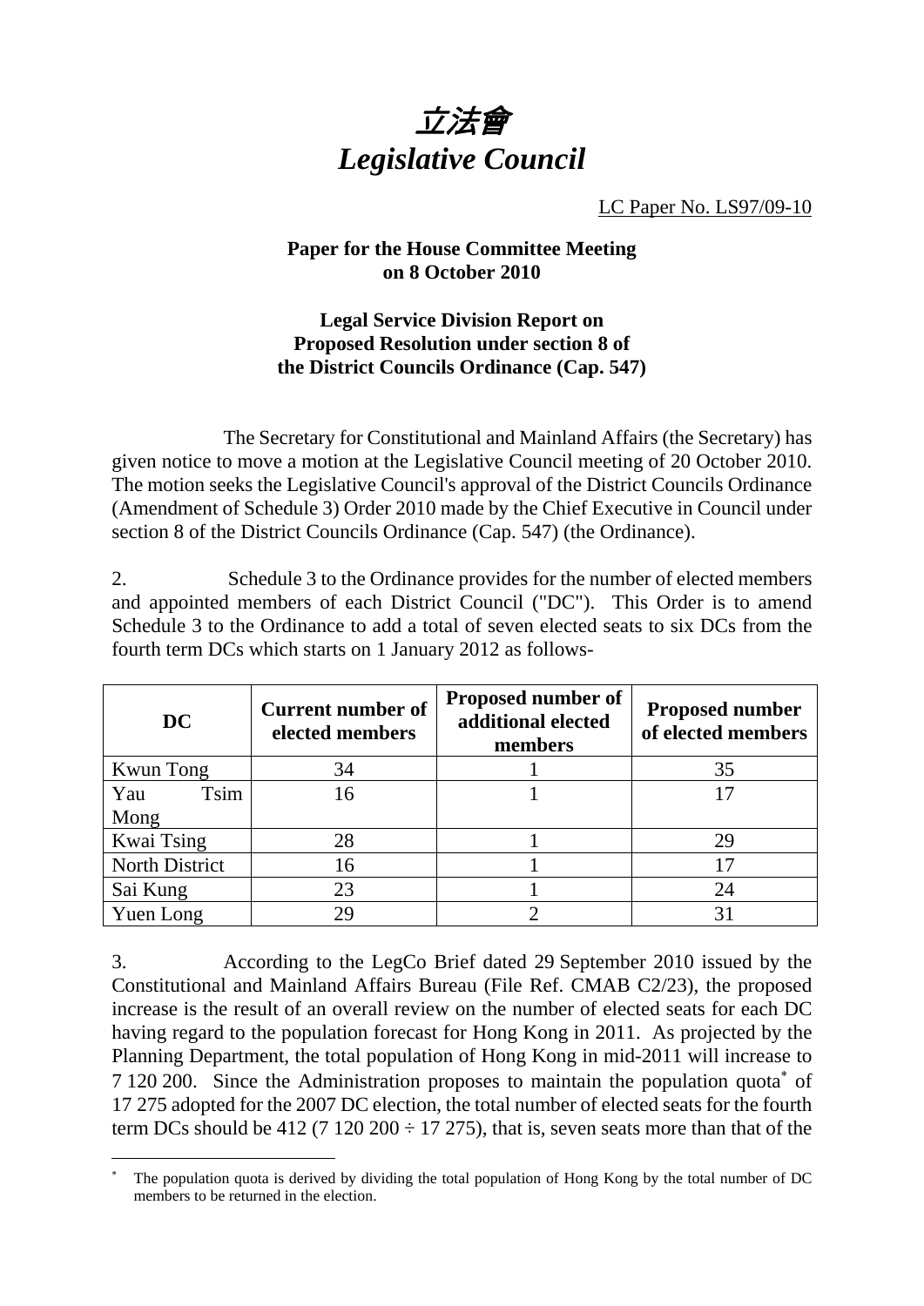# 立法會
# *Legislative Council*

LC Paper No. LS97/09-10

**Paper for the House Committee Meeting on 8 October 2010**

**Legal Service Division Report on Proposed Resolution under section 8 of the District Councils Ordinance (Cap. 547)**

The Secretary for Constitutional and Mainland Affairs (the Secretary) has given notice to move a motion at the Legislative Council meeting of 20 October 2010. The motion seeks the Legislative Council's approval of the District Councils Ordinance (Amendment of Schedule 3) Order 2010 made by the Chief Executive in Council under section 8 of the District Councils Ordinance (Cap. 547) (the Ordinance).

2. Schedule 3 to the Ordinance provides for the number of elected members and appointed members of each District Council ("DC"). This Order is to amend Schedule 3 to the Ordinance to add a total of seven elected seats to six DCs from the fourth term DCs which starts on 1 January 2012 as follows-

| DC | Current number of elected members | Proposed number of additional elected members | Proposed number of elected members |
|---|---|---|---|
| Kwun Tong | 34 | 1 | 35 |
| Yau Tsim Mong | 16 | 1 | 17 |
| Kwai Tsing | 28 | 1 | 29 |
| North District | 16 | 1 | 17 |
| Sai Kung | 23 | 1 | 24 |
| Yuen Long | 29 | 2 | 31 |

3. According to the LegCo Brief dated 29 September 2010 issued by the Constitutional and Mainland Affairs Bureau (File Ref. CMAB C2/23), the proposed increase is the result of an overall review on the number of elected seats for each DC having regard to the population forecast for Hong Kong in 2011. As projected by the Planning Department, the total population of Hong Kong in mid-2011 will increase to 7 120 200. Since the Administration proposes to maintain the population quota* of 17 275 adopted for the 2007 DC election, the total number of elected seats for the fourth term DCs should be 412 (7 120 200 ÷ 17 275), that is, seven seats more than that of the

---

* The population quota is derived by dividing the total population of Hong Kong by the total number of DC members to be returned in the election.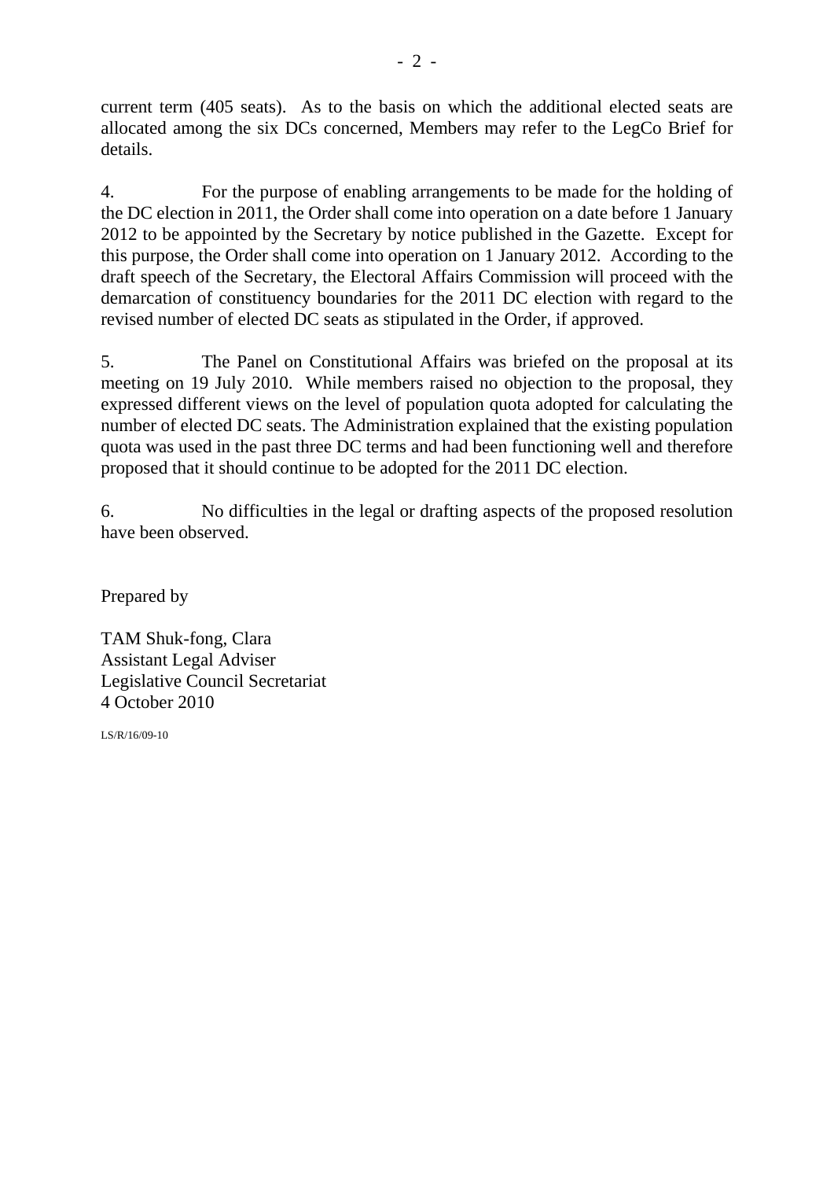current term (405 seats). As to the basis on which the additional elected seats are allocated among the six DCs concerned, Members may refer to the LegCo Brief for details.

4. For the purpose of enabling arrangements to be made for the holding of the DC election in 2011, the Order shall come into operation on a date before 1 January 2012 to be appointed by the Secretary by notice published in the Gazette. Except for this purpose, the Order shall come into operation on 1 January 2012. According to the draft speech of the Secretary, the Electoral Affairs Commission will proceed with the demarcation of constituency boundaries for the 2011 DC election with regard to the revised number of elected DC seats as stipulated in the Order, if approved.

5. The Panel on Constitutional Affairs was briefed on the proposal at its meeting on 19 July 2010. While members raised no objection to the proposal, they expressed different views on the level of population quota adopted for calculating the number of elected DC seats. The Administration explained that the existing population quota was used in the past three DC terms and had been functioning well and therefore proposed that it should continue to be adopted for the 2011 DC election.

6. No difficulties in the legal or drafting aspects of the proposed resolution have been observed.

Prepared by

TAM Shuk-fong, Clara
Assistant Legal Adviser
Legislative Council Secretariat
4 October 2010

LS/R/16/09-10